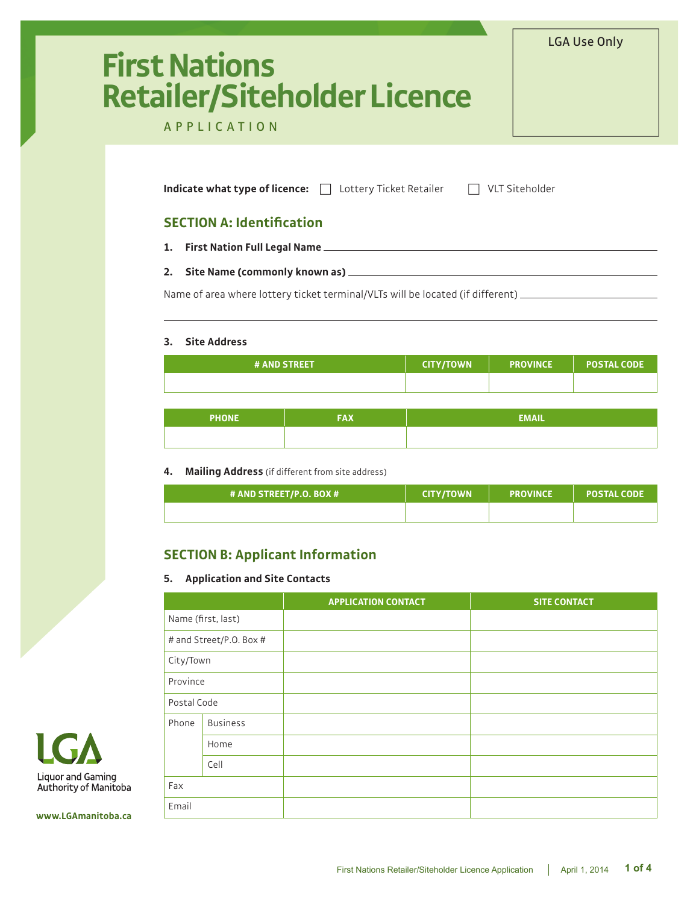LGA Use Only

# First Nations Retailer/Siteholder Licence

APPLICATION

**Indicate what type of licence:** ☐ Lottery Ticket Retailer ☐ VLT Siteholder

## SECTION A: Identification

1. **First Nation Full Legal Name** ______________________________

2. **Site Name (commonly known as)** ______________________________

Name of area where lottery ticket terminal/VLTs will be located (if different) ______________________________

______________________________

3. **Site Address**

| # AND STREET | CITY/TOWN | PROVINCE | POSTAL CODE |
|---|---|---|---|
| | | | |

| PHONE | FAX | EMAIL |
|---|---|---|
| | | |

4. **Mailing Address** (if different from site address)

| # AND STREET/P.O. BOX # | CITY/TOWN | PROVINCE | POSTAL CODE |
|---|---|---|---|
| | | | |

## SECTION B: Applicant Information

5. **Application and Site Contacts**

| | | APPLICATION CONTACT | SITE CONTACT |
|---|---|---|---|
| Name (first, last) | | | |
| # and Street/P.O. Box # | | | |
| City/Town | | | |
| Province | | | |
| Postal Code | | | |
| Phone | Business | | |
| | Home | | |
| | Cell | | |
| Fax | | | |
| Email | | | |

LGA Liquor and Gaming Authority of Manitoba

www.LGAmanitoba.ca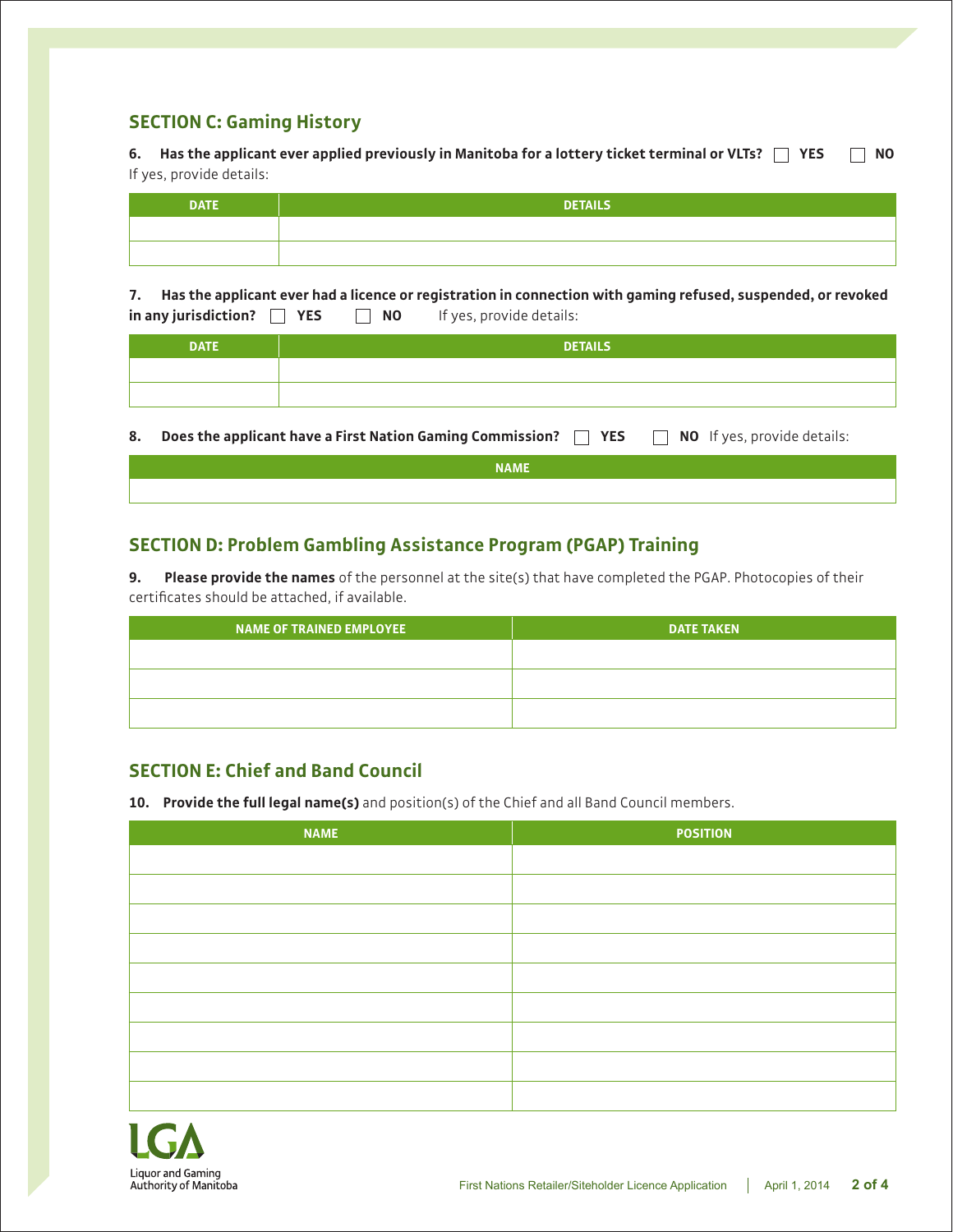## SECTION C: Gaming History

**6. Has the applicant ever applied previously in Manitoba for a lottery ticket terminal or VLTs?** ☐ **YES** ☐ **NO**

If yes, provide details:

| DATE | DETAILS |
|---|---|
| | |
| | |

**7. Has the applicant ever had a licence or registration in connection with gaming refused, suspended, or revoked in any jurisdiction?** ☐ **YES** ☐ **NO** If yes, provide details:

| DATE | DETAILS |
|---|---|
| | |
| | |

**8. Does the applicant have a First Nation Gaming Commission?** ☐ **YES** ☐ **NO** If yes, provide details:

| NAME |
|---|
| |

## SECTION D: Problem Gambling Assistance Program (PGAP) Training

**9. Please provide the names** of the personnel at the site(s) that have completed the PGAP. Photocopies of their certificates should be attached, if available.

| NAME OF TRAINED EMPLOYEE | DATE TAKEN |
|---|---|
| | |
| | |
| | |

## SECTION E: Chief and Band Council

**10. Provide the full legal name(s)** and position(s) of the Chief and all Band Council members.

| NAME | POSITION |
|---|---|
| | |
| | |
| | |
| | |
| | |
| | |
| | |
| | |
| | |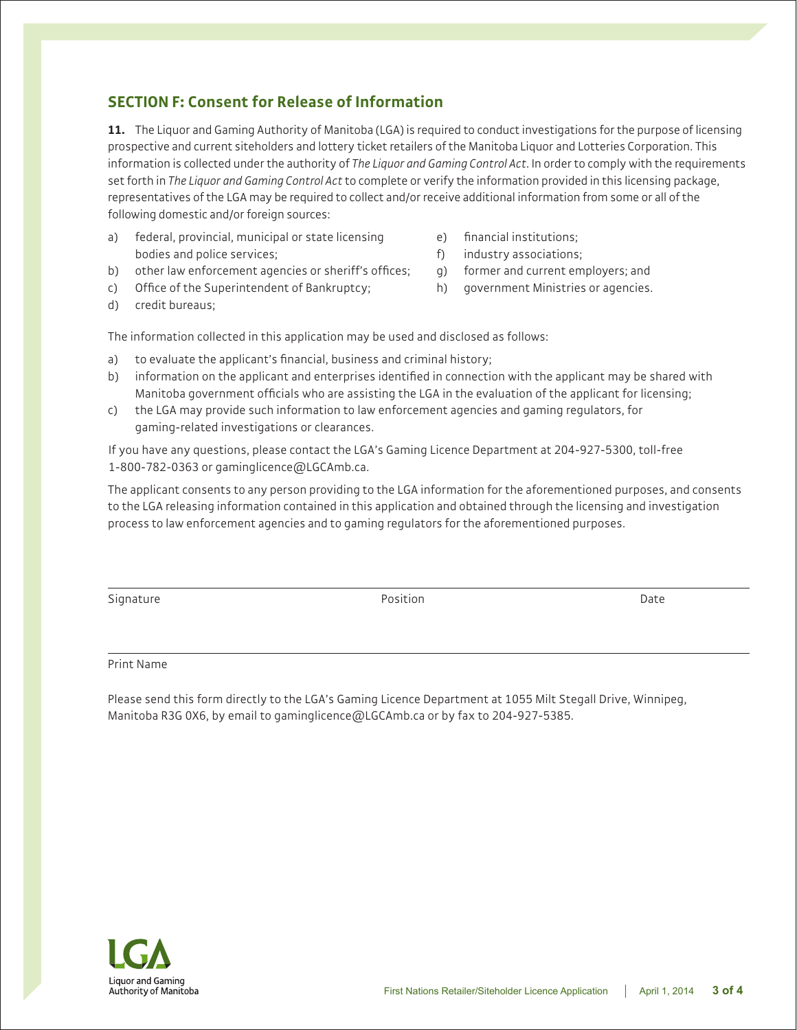## SECTION F: Consent for Release of Information

**11.** The Liquor and Gaming Authority of Manitoba (LGA) is required to conduct investigations for the purpose of licensing prospective and current siteholders and lottery ticket retailers of the Manitoba Liquor and Lotteries Corporation. This information is collected under the authority of *The Liquor and Gaming Control Act*. In order to comply with the requirements set forth in *The Liquor and Gaming Control Act* to complete or verify the information provided in this licensing package, representatives of the LGA may be required to collect and/or receive additional information from some or all of the following domestic and/or foreign sources:

a) federal, provincial, municipal or state licensing bodies and police services;
b) other law enforcement agencies or sheriff's offices;
c) Office of the Superintendent of Bankruptcy;
d) credit bureaus;
e) financial institutions;
f) industry associations;
g) former and current employers; and
h) government Ministries or agencies.

The information collected in this application may be used and disclosed as follows:

a) to evaluate the applicant's financial, business and criminal history;
b) information on the applicant and enterprises identified in connection with the applicant may be shared with Manitoba government officials who are assisting the LGA in the evaluation of the applicant for licensing;
c) the LGA may provide such information to law enforcement agencies and gaming regulators, for gaming-related investigations or clearances.

If you have any questions, please contact the LGA's Gaming Licence Department at 204-927-5300, toll-free 1-800-782-0363 or gaminglicence@LGCAmb.ca.

The applicant consents to any person providing to the LGA information for the aforementioned purposes, and consents to the LGA releasing information contained in this application and obtained through the licensing and investigation process to law enforcement agencies and to gaming regulators for the aforementioned purposes.

Signature ____________________ Position ____________________ Date ____________________

Print Name ____________________

Please send this form directly to the LGA's Gaming Licence Department at 1055 Milt Stegall Drive, Winnipeg, Manitoba R3G 0X6, by email to gaminglicence@LGCAmb.ca or by fax to 204-927-5385.

LGA
Liquor and Gaming Authority of Manitoba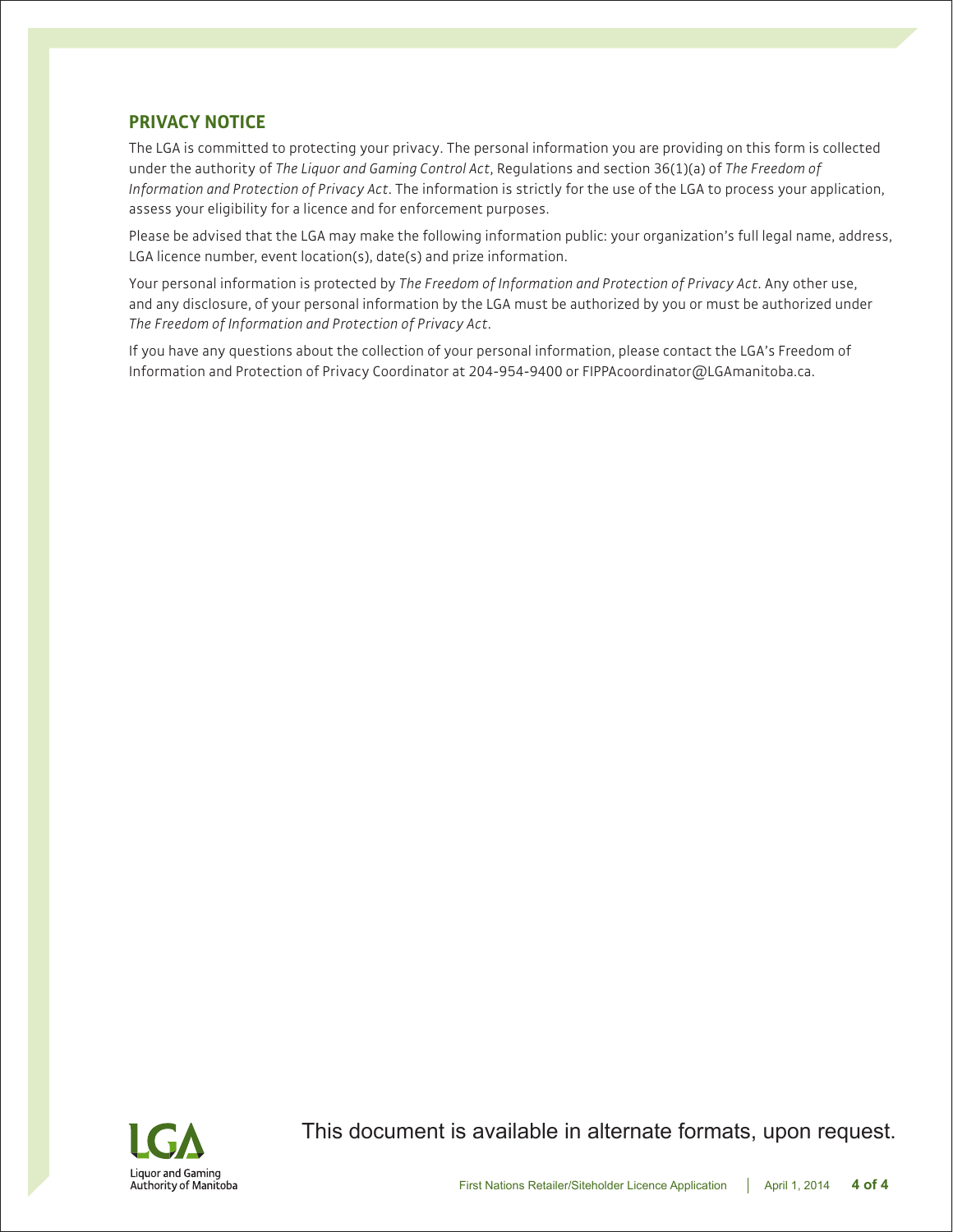## PRIVACY NOTICE

The LGA is committed to protecting your privacy. The personal information you are providing on this form is collected under the authority of *The Liquor and Gaming Control Act*, Regulations and section 36(1)(a) of *The Freedom of Information and Protection of Privacy Act*. The information is strictly for the use of the LGA to process your application, assess your eligibility for a licence and for enforcement purposes.

Please be advised that the LGA may make the following information public: your organization's full legal name, address, LGA licence number, event location(s), date(s) and prize information.

Your personal information is protected by *The Freedom of Information and Protection of Privacy Act*. Any other use, and any disclosure, of your personal information by the LGA must be authorized by you or must be authorized under *The Freedom of Information and Protection of Privacy Act*.

If you have any questions about the collection of your personal information, please contact the LGA's Freedom of Information and Protection of Privacy Coordinator at 204-954-9400 or FIPPAcoordinator@LGAmanitoba.ca.

LGA
Liquor and Gaming Authority of Manitoba

This document is available in alternate formats, upon request.